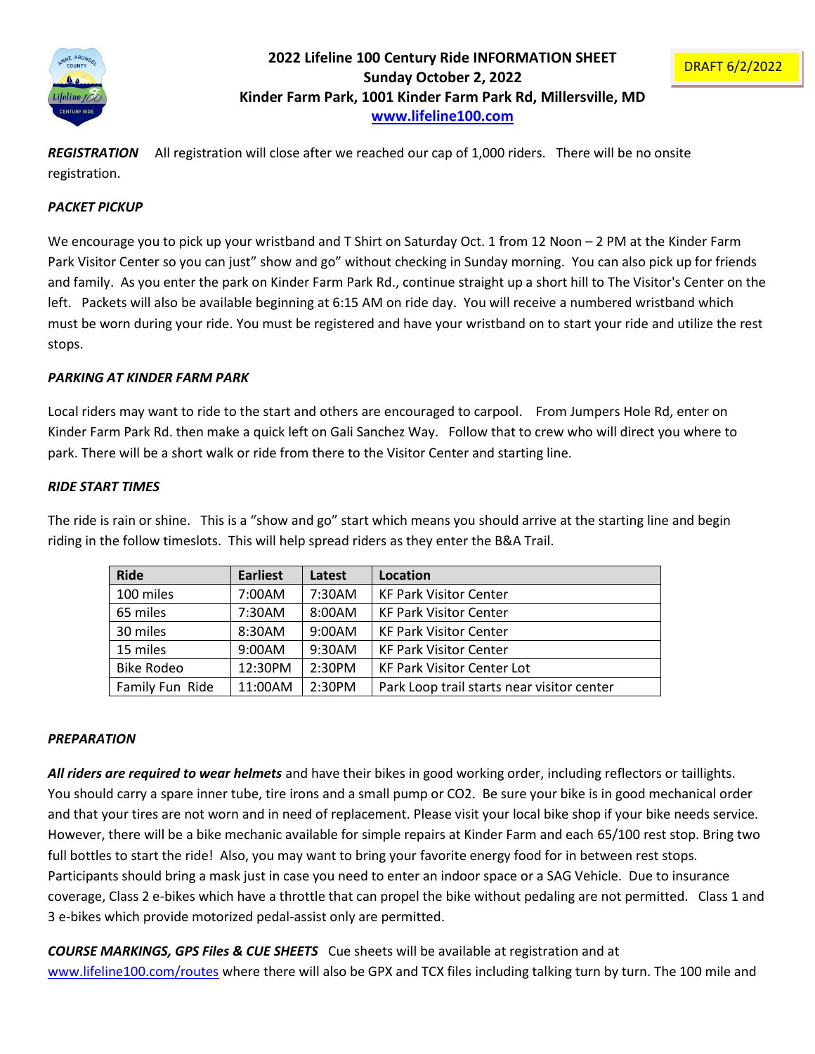DRAFT 6/2/2022

# 2022 Lifeline 100 Century Ride INFORMATION SHEET
## Sunday October 2, 2022
## Kinder Farm Park, 1001 Kinder Farm Park Rd, Millersville, MD
## [www.lifeline100.com](http://www.lifeline100.com)

***REGISTRATION*** All registration will close after we reached our cap of 1,000 riders. There will be no onsite registration.

***PACKET PICKUP***

We encourage you to pick up your wristband and T Shirt on Saturday Oct. 1 from 12 Noon – 2 PM at the Kinder Farm Park Visitor Center so you can just" show and go" without checking in Sunday morning. You can also pick up for friends and family. As you enter the park on Kinder Farm Park Rd., continue straight up a short hill to The Visitor's Center on the left. Packets will also be available beginning at 6:15 AM on ride day. You will receive a numbered wristband which must be worn during your ride. You must be registered and have your wristband on to start your ride and utilize the rest stops.

***PARKING AT KINDER FARM PARK***

Local riders may want to ride to the start and others are encouraged to carpool. From Jumpers Hole Rd, enter on Kinder Farm Park Rd. then make a quick left on Gali Sanchez Way. Follow that to crew who will direct you where to park. There will be a short walk or ride from there to the Visitor Center and starting line.

***RIDE START TIMES***

The ride is rain or shine. This is a "show and go" start which means you should arrive at the starting line and begin riding in the follow timeslots. This will help spread riders as they enter the B&A Trail.

| Ride | Earliest | Latest | Location |
|---|---|---|---|
| 100 miles | 7:00AM | 7:30AM | KF Park Visitor Center |
| 65 miles | 7:30AM | 8:00AM | KF Park Visitor Center |
| 30 miles | 8:30AM | 9:00AM | KF Park Visitor Center |
| 15 miles | 9:00AM | 9:30AM | KF Park Visitor Center |
| Bike Rodeo | 12:30PM | 2:30PM | KF Park Visitor Center Lot |
| Family Fun Ride | 11:00AM | 2:30PM | Park Loop trail starts near visitor center |

***PREPARATION***

***All riders are required to wear helmets*** and have their bikes in good working order, including reflectors or taillights. You should carry a spare inner tube, tire irons and a small pump or CO2. Be sure your bike is in good mechanical order and that your tires are not worn and in need of replacement. Please visit your local bike shop if your bike needs service. However, there will be a bike mechanic available for simple repairs at Kinder Farm and each 65/100 rest stop. Bring two full bottles to start the ride! Also, you may want to bring your favorite energy food for in between rest stops. Participants should bring a mask just in case you need to enter an indoor space or a SAG Vehicle. Due to insurance coverage, Class 2 e-bikes which have a throttle that can propel the bike without pedaling are not permitted. Class 1 and 3 e-bikes which provide motorized pedal-assist only are permitted.

***COURSE MARKINGS, GPS Files & CUE SHEETS*** Cue sheets will be available at registration and at [www.lifeline100.com/routes](http://www.lifeline100.com/routes) where there will also be GPX and TCX files including talking turn by turn. The 100 mile and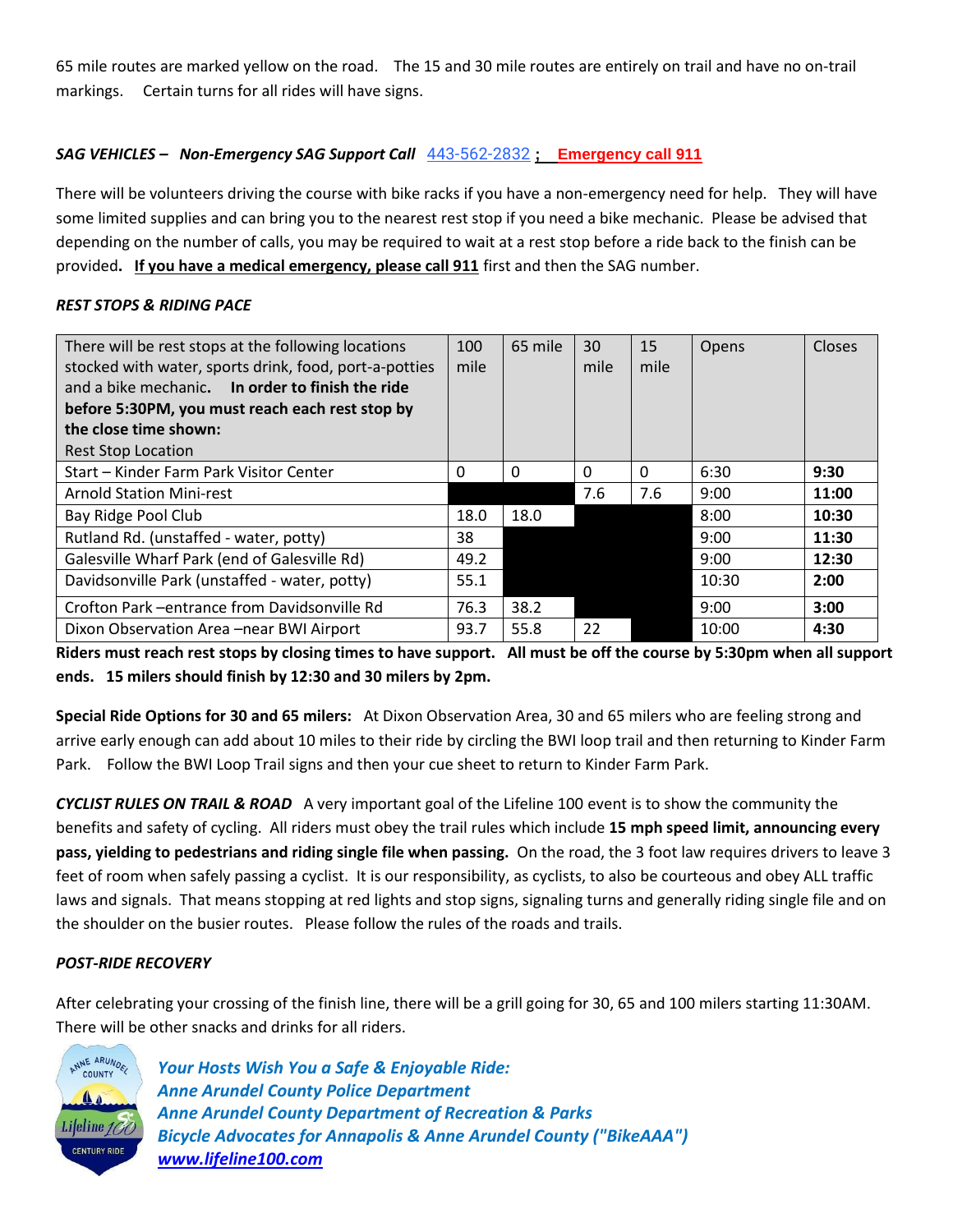65 mile routes are marked yellow on the road. The 15 and 30 mile routes are entirely on trail and have no on-trail markings. Certain turns for all rides will have signs.

***SAG VEHICLES – Non-Emergency SAG Support Call*** 443-562-2832 **;** **Emergency call 911**

There will be volunteers driving the course with bike racks if you have a non-emergency need for help. They will have some limited supplies and can bring you to the nearest rest stop if you need a bike mechanic. Please be advised that depending on the number of calls, you may be required to wait at a rest stop before a ride back to the finish can be provided**.** **If you have a medical emergency, please call 911** first and then the SAG number.

***REST STOPS & RIDING PACE***

| There will be rest stops at the following locations stocked with water, sports drink, food, port-a-potties and a bike mechanic. **In order to finish the ride before 5:30PM, you must reach each rest stop by the close time shown:** Rest Stop Location | 100 mile | 65 mile | 30 mile | 15 mile | Opens | Closes |
|---|---|---|---|---|---|---|
| Start – Kinder Farm Park Visitor Center | 0 | 0 | 0 | 0 | 6:30 | **9:30** |
| Arnold Station Mini-rest | | | 7.6 | 7.6 | 9:00 | **11:00** |
| Bay Ridge Pool Club | 18.0 | 18.0 | | | 8:00 | **10:30** |
| Rutland Rd. (unstaffed - water, potty) | 38 | | | | 9:00 | **11:30** |
| Galesville Wharf Park (end of Galesville Rd) | 49.2 | | | | 9:00 | **12:30** |
| Davidsonville Park (unstaffed - water, potty) | 55.1 | | | | 10:30 | **2:00** |
| Crofton Park –entrance from Davidsonville Rd | 76.3 | 38.2 | | | 9:00 | **3:00** |
| Dixon Observation Area –near BWI Airport | 93.7 | 55.8 | 22 | | 10:00 | **4:30** |

**Riders must reach rest stops by closing times to have support. All must be off the course by 5:30pm when all support ends. 15 milers should finish by 12:30 and 30 milers by 2pm.**

**Special Ride Options for 30 and 65 milers:** At Dixon Observation Area, 30 and 65 milers who are feeling strong and arrive early enough can add about 10 miles to their ride by circling the BWI loop trail and then returning to Kinder Farm Park. Follow the BWI Loop Trail signs and then your cue sheet to return to Kinder Farm Park.

***CYCLIST RULES ON TRAIL & ROAD*** A very important goal of the Lifeline 100 event is to show the community the benefits and safety of cycling. All riders must obey the trail rules which include **15 mph speed limit, announcing every pass, yielding to pedestrians and riding single file when passing.** On the road, the 3 foot law requires drivers to leave 3 feet of room when safely passing a cyclist. It is our responsibility, as cyclists, to also be courteous and obey ALL traffic laws and signals. That means stopping at red lights and stop signs, signaling turns and generally riding single file and on the shoulder on the busier routes. Please follow the rules of the roads and trails.

***POST-RIDE RECOVERY***

After celebrating your crossing of the finish line, there will be a grill going for 30, 65 and 100 milers starting 11:30AM. There will be other snacks and drinks for all riders.

***Your Hosts Wish You a Safe & Enjoyable Ride:***
***Anne Arundel County Police Department***
***Anne Arundel County Department of Recreation & Parks***
***Bicycle Advocates for Annapolis & Anne Arundel County ("BikeAAA")***
***www.lifeline100.com***